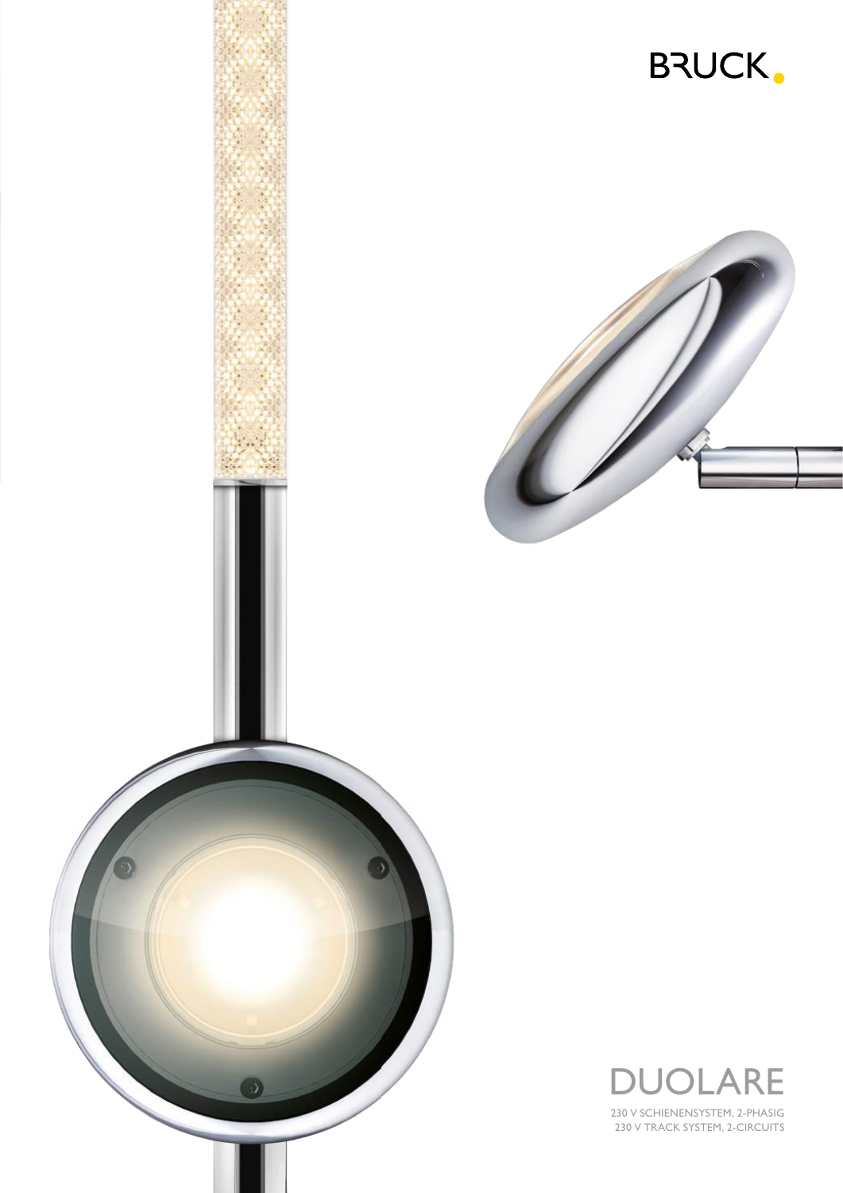BRUCK

# DUOLARE

230 V SCHIENENSYSTEM, 2-PHASIG
230 V TRACK SYSTEM, 2-CIRCUITS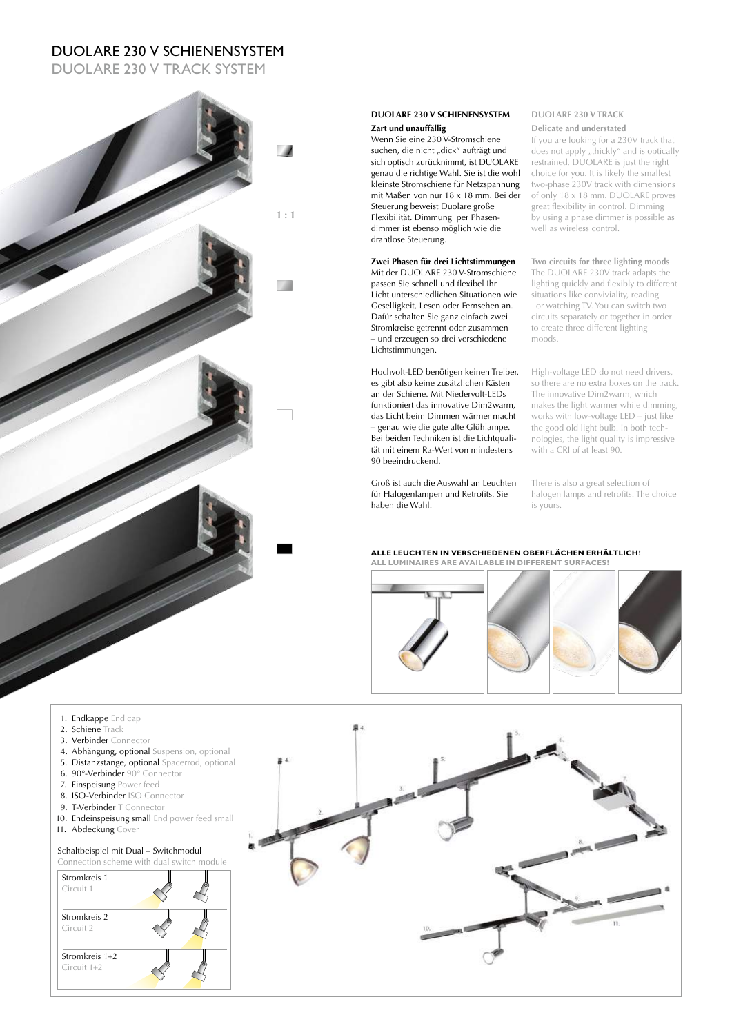# DUOLARE 230 V SCHIENENSYSTEM

## DUOLARE 230 V TRACK SYSTEM

1 : 1

### DUOLARE 230 V SCHIENENSYSTEM

**Zart und unauffällig**

Wenn Sie eine 230 V-Stromschiene suchen, die nicht „dick“ aufträgt und sich optisch zurücknimmt, ist DUOLARE genau die richtige Wahl. Sie ist die wohl kleinste Stromschiene für Netzspannung mit Maßen von nur 18 x 18 mm. Bei der Steuerung beweist Duolare große Flexibilität. Dimmung per Phasendimmer ist ebenso möglich wie die drahtlose Steuerung.

**Zwei Phasen für drei Lichtstimmungen**

Mit der DUOLARE 230 V-Stromschiene passen Sie schnell und flexibel Ihr Licht unterschiedlichen Situationen wie Geselligkeit, Lesen oder Fernsehen an. Dafür schalten Sie ganz einfach zwei Stromkreise getrennt oder zusammen – und erzeugen so drei verschiedene Lichtstimmungen.

Hochvolt-LED benötigen keinen Treiber, es gibt also keine zusätzlichen Kästen an der Schiene. Mit Niedervolt-LEDs funktioniert das innovative Dim2warm, das Licht beim Dimmen wärmer macht – genau wie die gute alte Glühlampe. Bei beiden Techniken ist die Lichtqualität mit einem Ra-Wert von mindestens 90 beeindruckend.

Groß ist auch die Auswahl an Leuchten für Halogenlampen und Retrofits. Sie haben die Wahl.

### DUOLARE 230 V TRACK

**Delicate and understated**

If you are looking for a 230V track that does not apply „thickly“ and is optically restrained, DUOLARE is just the right choice for you. It is likely the smallest two-phase 230V track with dimensions of only 18 x 18 mm. DUOLARE proves great flexibility in control. Dimming by using a phase dimmer is possible as well as wireless control.

**Two circuits for three lighting moods**

The DUOLARE 230V track adapts the lighting quickly and flexibly to different situations like conviviality, reading or watching TV. You can switch two circuits separately or together in order to create three different lighting moods.

High-voltage LED do not need drivers, so there are no extra boxes on the track. The innovative Dim2warm, which makes the light warmer while dimming, works with low-voltage LED – just like the good old light bulb. In both technologies, the light quality is impressive with a CRI of at least 90.

There is also a great selection of halogen lamps and retrofits. The choice is yours.

**ALLE LEUCHTEN IN VERSCHIEDENEN OBERFLÄCHEN ERHÄLTLICH!**
**ALL LUMINAIRES ARE AVAILABLE IN DIFFERENT SURFACES!**

1. Endkappe End cap
2. Schiene Track
3. Verbinder Connector
4. Abhängung, optional Suspension, optional
5. Distanzstange, optional Spacerrod, optional
6. 90°-Verbinder 90° Connector
7. Einspeisung Power feed
8. ISO-Verbinder ISO Connector
9. T-Verbinder T Connector
10. Endeinspeisung small End power feed small
11. Abdeckung Cover

Schaltbeispiel mit Dual – Switchmodul
Connection scheme with dual switch module

Stromkreis 1
Circuit 1

Stromkreis 2
Circuit 2

Stromkreis 1+2
Circuit 1+2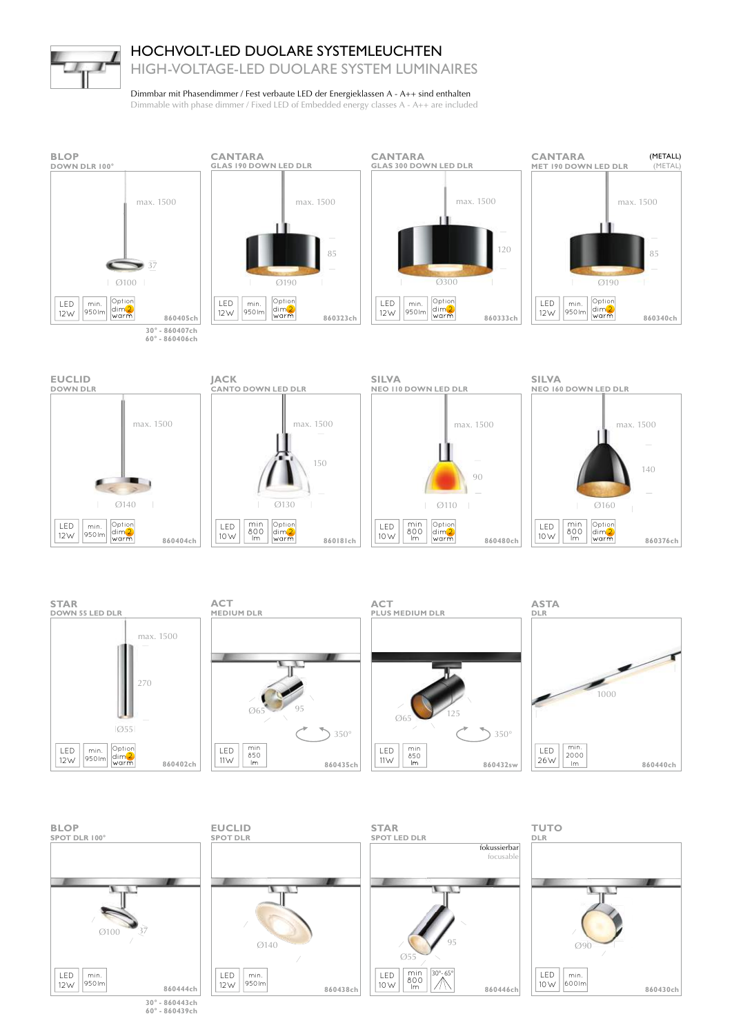# HOCHVOLT-LED DUOLARE SYSTEMLEUCHTEN

## HIGH-VOLTAGE-LED DUOLARE SYSTEM LUMINAIRES

Dimmbar mit Phasendimmer / Fest verbaute LED der Energieklassen A - A++ sind enthalten
Dimmable with phase dimmer / Fixed LED of Embedded energy classes A - A++ are included

### BLOP
DOWN DLR 100°

max. 1500 | 37 | Ø100

LED 12W | min. 950lm | Option dim2 warm | 860405ch

30° - 860407ch
60° - 860406ch

### CANTARA
GLAS 190 DOWN LED DLR

max. 1500 | 85 | Ø190

LED 12W | min. 950lm | Option dim2 warm | 860323ch

### CANTARA
GLAS 300 DOWN LED DLR

max. 1500 | 120 | Ø300

LED 12W | min. 950lm | Option dim2 warm | 860333ch

### CANTARA (METALL) (METAL)
MET 190 DOWN LED DLR

max. 1500 | 85 | Ø190

LED 12W | min. 950lm | Option dim2 warm | 860340ch

### EUCLID
DOWN DLR

max. 1500 | Ø140

LED 12W | min. 950lm | Option dim2 warm | 860404ch

### JACK
CANTO DOWN LED DLR

max. 1500 | 150 | Ø130

LED 10W | min 800 lm | Option dim2 warm | 860181ch

### SILVA
NEO 110 DOWN LED DLR

max. 1500 | 90 | Ø110

LED 10W | min 800 lm | Option dim2 warm | 860480ch

### SILVA
NEO 160 DOWN LED DLR

max. 1500 | 140 | Ø160

LED 10W | min 800 lm | Option dim2 warm | 860376ch

### STAR
DOWN 55 LED DLR

max. 1500 | 270 | Ø55

LED 12W | min. 950lm | Option dim2 warm | 860402ch

### ACT
MEDIUM DLR

Ø65 | 95 | 350°

LED 11W | min 850 lm | 860435ch

### ACT
PLUS MEDIUM DLR

Ø65 | 125 | 350°

LED 11W | min 850 lm | 860432sw

### ASTA
DLR

1000

LED 26W | min. 2000 lm | 860440ch

### BLOP
SPOT DLR 100°

Ø100 | 37

LED 12W | min. 950lm | 860444ch

30° - 860443ch
60° - 860439ch

### EUCLID
SPOT DLR

Ø140

LED 12W | min. 950lm | 860438ch

### STAR
SPOT LED DLR

fokussierbar
focusable

Ø55 | 95

LED 10W | min 800 lm | 30°-65° | 860446ch

### TUTO
DLR

Ø90

LED 10W | min. 600lm | 860430ch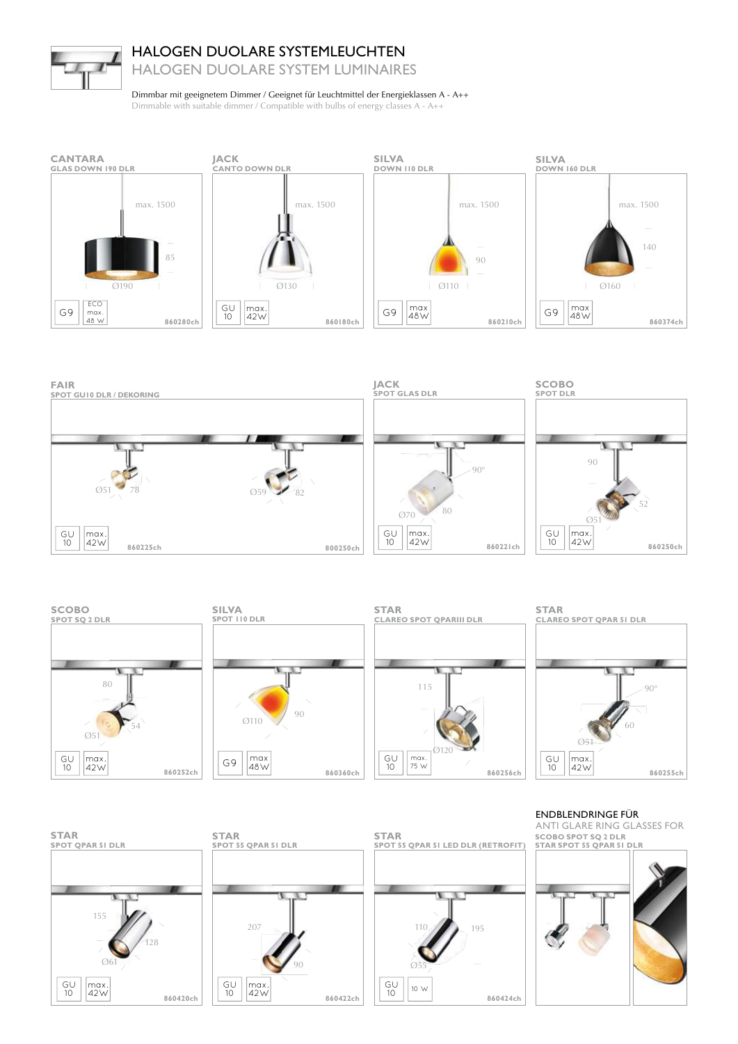# HALOGEN DUOLARE SYSTEMLEUCHTEN

## HALOGEN DUOLARE SYSTEM LUMINAIRES

Dimmbar mit geeignetem Dimmer / Geeignet für Leuchtmittel der Energieklassen A - A++
Dimmable with suitable dimmer / Compatible with bulbs of energy classes A - A++

### CANTARA
**GLAS DOWN 190 DLR**

max. 1500 · 85 · Ø190

G9 · ECO max. 48 W

860280ch

### JACK
**CANTO DOWN DLR**

max. 1500 · Ø130

GU 10 · max. 42W

860180ch

### SILVA
**DOWN 110 DLR**

max. 1500 · 90 · Ø110

G9 · max 48W

860210ch

### SILVA
**DOWN 160 DLR**

max. 1500 · 140 · Ø160

G9 · max 48W

860374ch

### FAIR
**SPOT GU10 DLR / DEKORING**

Ø51 · 78 · Ø59 · 82

GU 10 · max. 42W

860225ch · 800250ch

### JACK
**SPOT GLAS DLR**

90° · Ø70 · 80

GU 10 · max. 42W

860221ch

### SCOBO
**SPOT DLR**

90 · 52 · Ø51

GU 10 · max. 42W

860250ch

### SCOBO
**SPOT SQ 2 DLR**

80 · 54 · Ø51

GU 10 · max. 42W

860252ch

### SILVA
**SPOT 110 DLR**

Ø110 · 90

G9 · max 48W

860360ch

### STAR
**CLAREO SPOT QPAR111 DLR**

115 · Ø120

GU 10 · max. 75 W

860256ch

### STAR
**CLAREO SPOT QPAR 51 DLR**

90° · 60 · Ø51

GU 10 · max. 42W

860255ch

### STAR
**SPOT QPAR 51 DLR**

155 · 128 · Ø61

GU 10 · max. 42W

860420ch

### STAR
**SPOT 55 QPAR 51 DLR**

207 · 90

GU 10 · max. 42W

860422ch

### STAR
**SPOT 55 QPAR 51 LED DLR (RETROFIT)**

110 · 195 · Ø55

GU 10 · 10 W

860424ch

### ENDBLENDRINGE FÜR
ANTI GLARE RING GLASSES FOR
**SCOBO SPOT SQ 2 DLR**
**STAR SPOT 55 QPAR 51 DLR**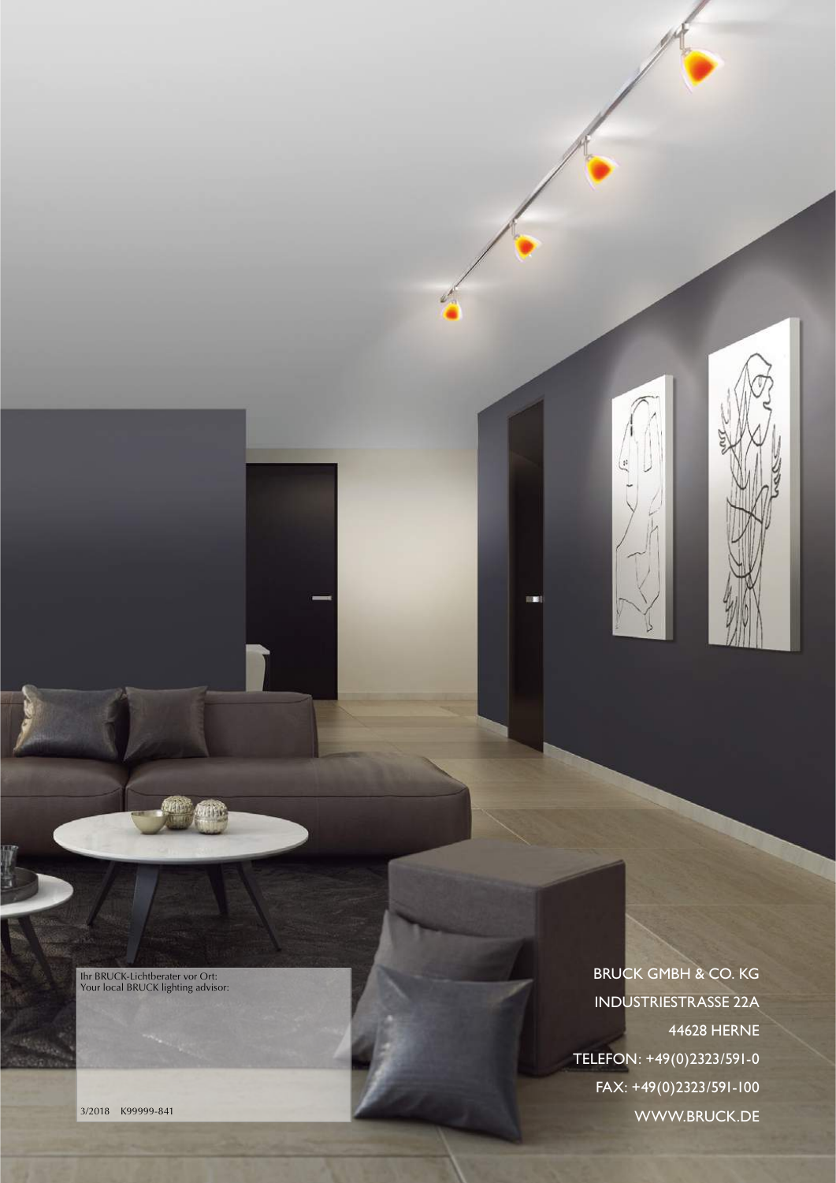Ihr BRUCK-Lichtberater vor Ort:
Your local BRUCK lighting advisor:

3/2018 K99999-841

BRUCK GMBH & CO. KG
INDUSTRIESTRASSE 22A
44628 HERNE
TELEFON: +49(0)2323/591-0
FAX: +49(0)2323/591-100
WWW.BRUCK.DE